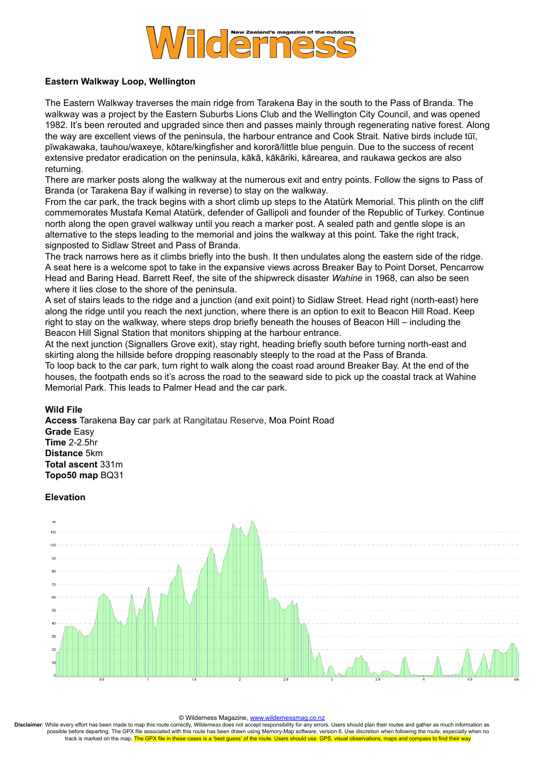# Wilderness

New Zealand's magazine of the outdoors

## Eastern Walkway Loop, Wellington

The Eastern Walkway traverses the main ridge from Tarakena Bay in the south to the Pass of Branda. The walkway was a project by the Eastern Suburbs Lions Club and the Wellington City Council, and was opened 1982. It's been rerouted and upgraded since then and passes mainly through regenerating native forest. Along the way are excellent views of the peninsula, the harbour entrance and Cook Strait. Native birds include tūī, pīwakawaka, tauhou/waxeye, kōtare/kingfisher and kororā/little blue penguin. Due to the success of recent extensive predator eradication on the peninsula, kākā, kākāriki, kārearea, and raukawa geckos are also returning.

There are marker posts along the walkway at the numerous exit and entry points. Follow the signs to Pass of Branda (or Tarakena Bay if walking in reverse) to stay on the walkway.

From the car park, the track begins with a short climb up steps to the Atatürk Memorial. This plinth on the cliff commemorates Mustafa Kemal Atatürk, defender of Gallipoli and founder of the Republic of Turkey. Continue north along the open gravel walkway until you reach a marker post. A sealed path and gentle slope is an alternative to the steps leading to the memorial and joins the walkway at this point. Take the right track, signposted to Sidlaw Street and Pass of Branda.

The track narrows here as it climbs briefly into the bush. It then undulates along the eastern side of the ridge. A seat here is a welcome spot to take in the expansive views across Breaker Bay to Point Dorset, Pencarrow Head and Baring Head. Barrett Reef, the site of the shipwreck disaster *Wahine* in 1968, can also be seen where it lies close to the shore of the peninsula.

A set of stairs leads to the ridge and a junction (and exit point) to Sidlaw Street. Head right (north-east) here along the ridge until you reach the next junction, where there is an option to exit to Beacon Hill Road. Keep right to stay on the walkway, where steps drop briefly beneath the houses of Beacon Hill – including the Beacon Hill Signal Station that monitors shipping at the harbour entrance.

At the next junction (Signallers Grove exit), stay right, heading briefly south before turning north-east and skirting along the hillside before dropping reasonably steeply to the road at the Pass of Branda.

To loop back to the car park, turn right to walk along the coast road around Breaker Bay. At the end of the houses, the footpath ends so it's across the road to the seaward side to pick up the coastal track at Wahine Memorial Park. This leads to Palmer Head and the car park.

### Wild File

**Access** Tarakena Bay car park at Rangitatau Reserve, Moa Point Road
**Grade** Easy
**Time** 2-2.5hr
**Distance** 5km
**Total ascent** 331m
**Topo50 map** BQ31

### Elevation

© Wilderness Magazine, www.wildernessmag.co.nz

**Disclaimer**: While every effort has been made to map this route correctly, *Wilderness* does not accept responsibility for any errors. Users should plan their routes and gather as much information as possible before departing. The GPX file associated with this route has been drawn using Memory-Map software, version 6. Use discretion when following the route, especially when no track is marked on the map. The GPX file in these cases is a 'best guess' of the route. Users should use GPS, visual observations, maps and compass to find their way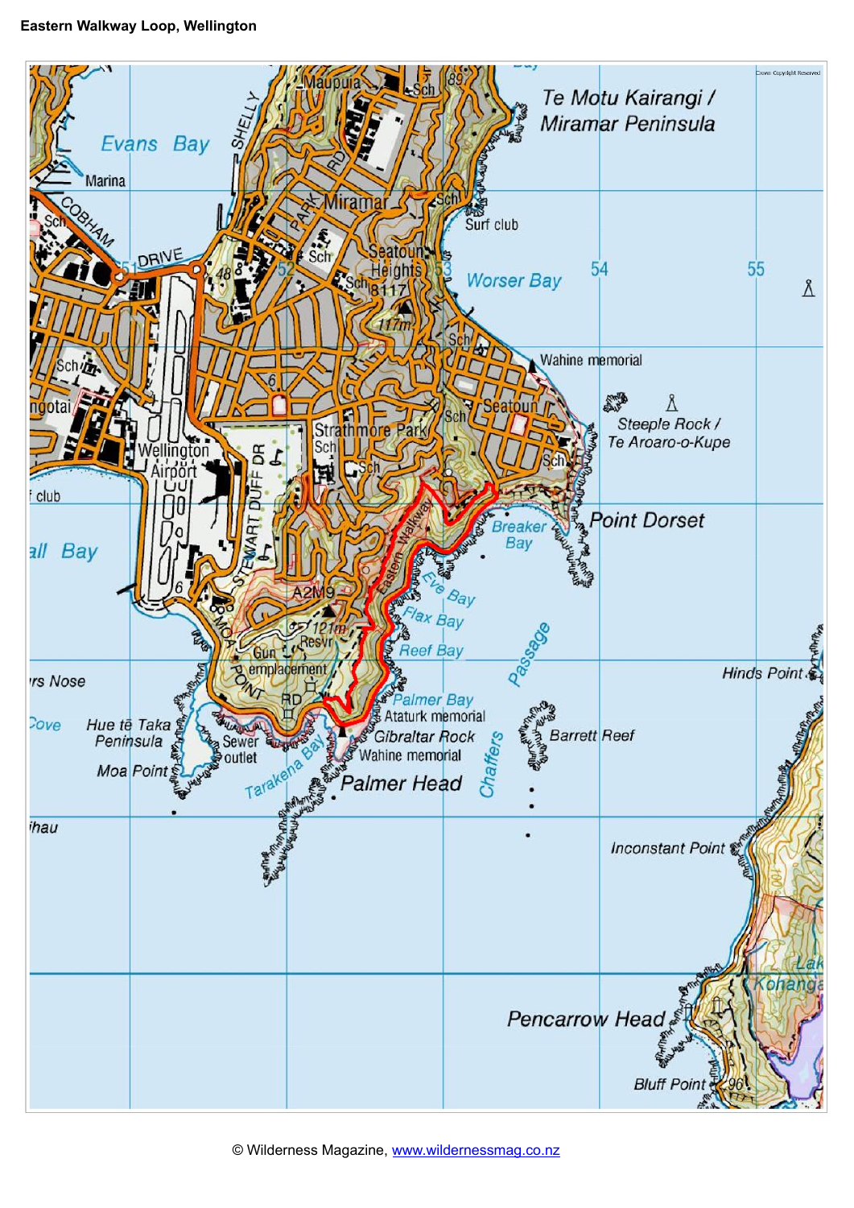Eastern Walkway Loop, Wellington

Evans Bay
Marina
Maupuia
Te Motu Kairangi / Miramar Peninsula
Miramar
Surf club
Seatoun Heights
Worser Bay
54
55
Wahine memorial
Steeple Rock / Te Aroaro-o-Kupe
Seatoun
Strathmore Park
Wellington Airport
Point Dorset
Breaker Bay
Eastern Walkway
Eve Bay
Flax Bay
Reef Bay
Passage
A2M9
121m
Resvr
Gun emplacement
Palmer Bay
Ataturk memorial
Gibraltar Rock
Wahine memorial
Palmer Head
Chaffers
Barrett Reef
Hinds Point
Hue tē Taka Peninsula
Sewer outlet
Tarakena Bay
Moa Point
Inconstant Point
Pencarrow Head
Bluff Point
Kohanga

© Wilderness Magazine, www.wildernessmag.co.nz